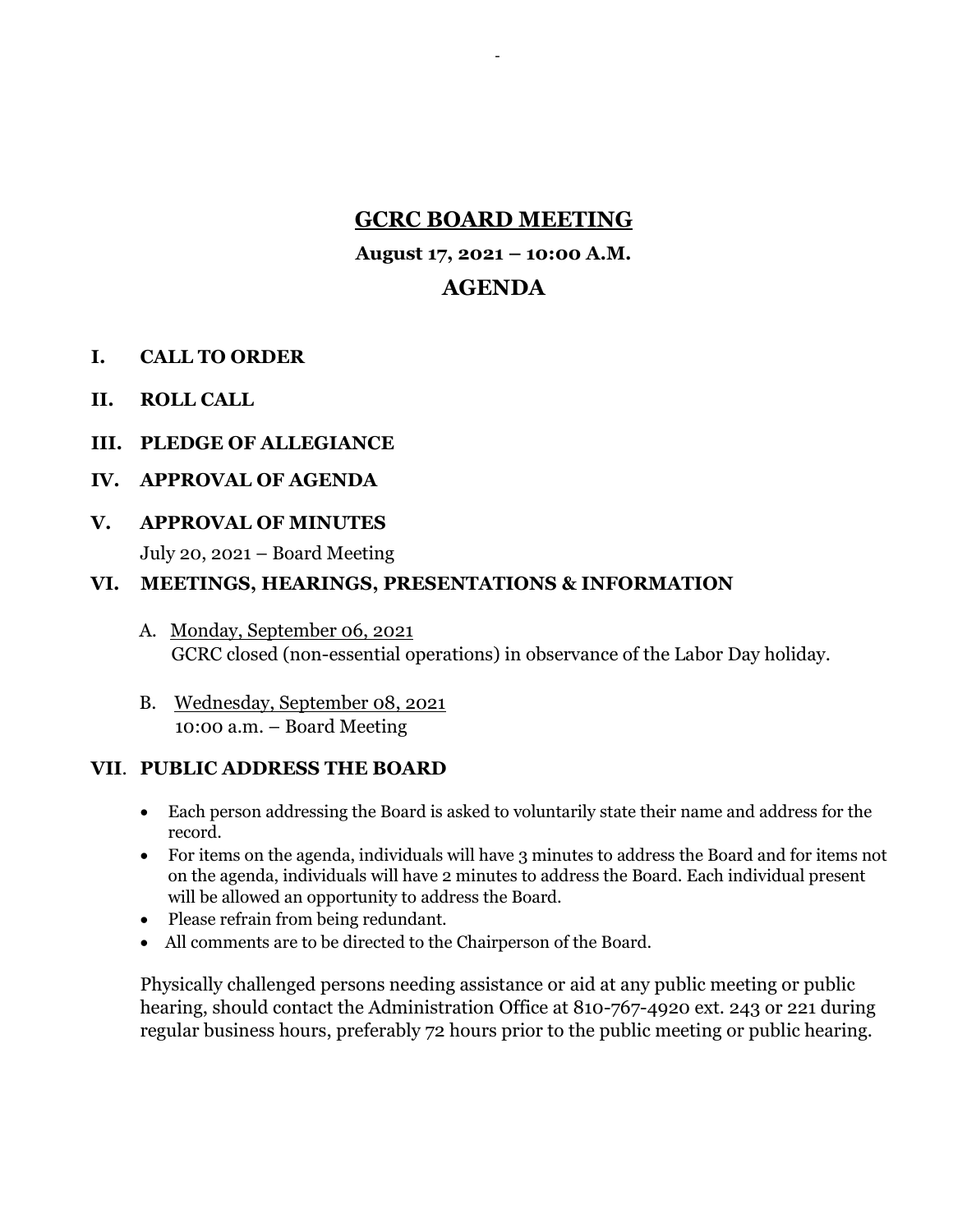# GCRC BOARD MEETING

**August 17, 2021 – 10:00 A.M.**

## AGENDA

**I. CALL TO ORDER**

**II. ROLL CALL**

**III. PLEDGE OF ALLEGIANCE**

**IV. APPROVAL OF AGENDA**

**V. APPROVAL OF MINUTES**

July 20, 2021 – Board Meeting

**VI. MEETINGS, HEARINGS, PRESENTATIONS & INFORMATION**

A. Monday, September 06, 2021
GCRC closed (non-essential operations) in observance of the Labor Day holiday.

B. Wednesday, September 08, 2021
10:00 a.m. – Board Meeting

**VII. PUBLIC ADDRESS THE BOARD**

- Each person addressing the Board is asked to voluntarily state their name and address for the record.
- For items on the agenda, individuals will have 3 minutes to address the Board and for items not on the agenda, individuals will have 2 minutes to address the Board. Each individual present will be allowed an opportunity to address the Board.
- Please refrain from being redundant.
- All comments are to be directed to the Chairperson of the Board.

Physically challenged persons needing assistance or aid at any public meeting or public hearing, should contact the Administration Office at 810-767-4920 ext. 243 or 221 during regular business hours, preferably 72 hours prior to the public meeting or public hearing.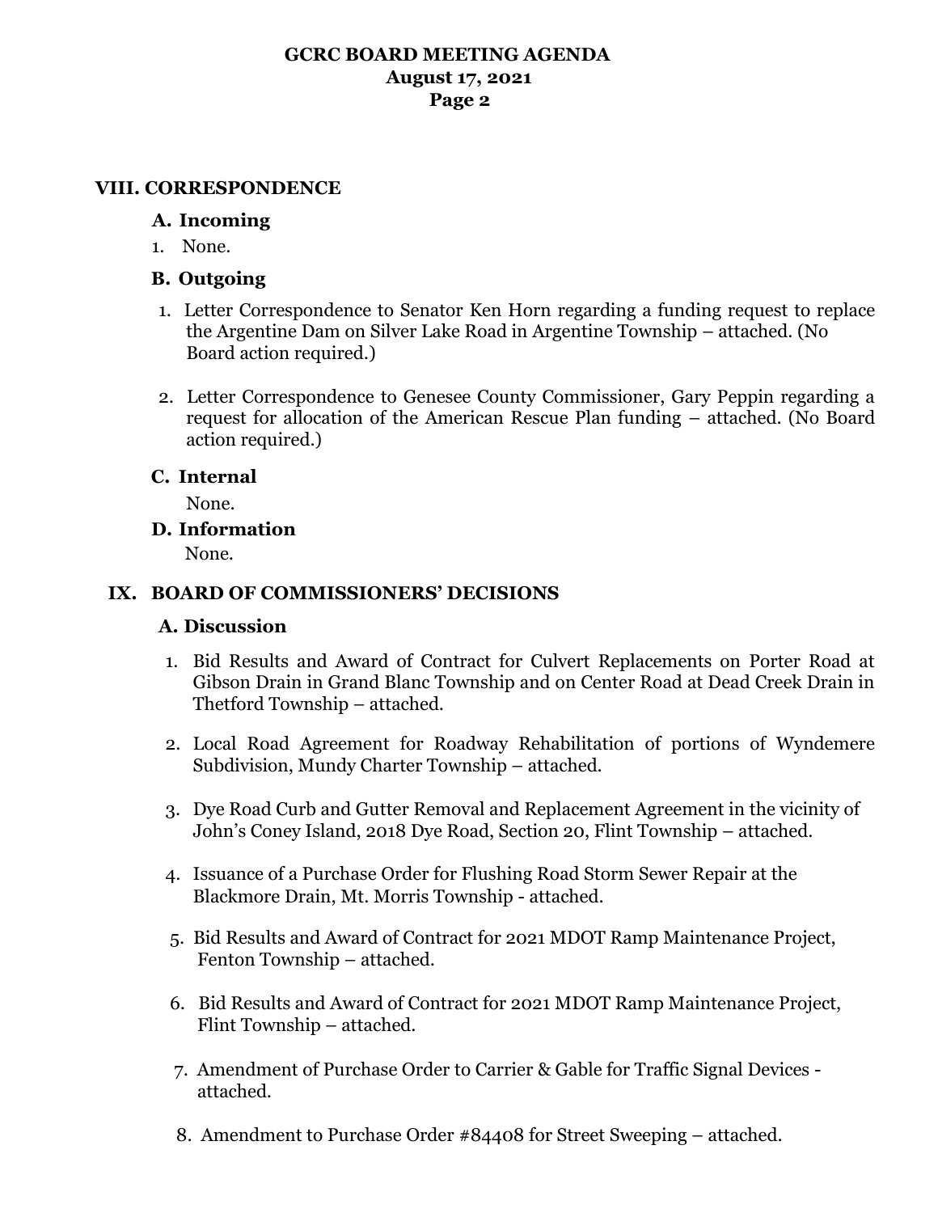## VIII. CORRESPONDENCE

### A. Incoming

1. None.

### B. Outgoing

1. Letter Correspondence to Senator Ken Horn regarding a funding request to replace the Argentine Dam on Silver Lake Road in Argentine Township – attached. (No Board action required.)

2. Letter Correspondence to Genesee County Commissioner, Gary Peppin regarding a request for allocation of the American Rescue Plan funding – attached. (No Board action required.)

### C. Internal

None.

### D. Information

None.

## IX. BOARD OF COMMISSIONERS' DECISIONS

### A. Discussion

1. Bid Results and Award of Contract for Culvert Replacements on Porter Road at Gibson Drain in Grand Blanc Township and on Center Road at Dead Creek Drain in Thetford Township – attached.

2. Local Road Agreement for Roadway Rehabilitation of portions of Wyndemere Subdivision, Mundy Charter Township – attached.

3. Dye Road Curb and Gutter Removal and Replacement Agreement in the vicinity of John's Coney Island, 2018 Dye Road, Section 20, Flint Township – attached.

4. Issuance of a Purchase Order for Flushing Road Storm Sewer Repair at the Blackmore Drain, Mt. Morris Township - attached.

5. Bid Results and Award of Contract for 2021 MDOT Ramp Maintenance Project, Fenton Township – attached.

6. Bid Results and Award of Contract for 2021 MDOT Ramp Maintenance Project, Flint Township – attached.

7. Amendment of Purchase Order to Carrier & Gable for Traffic Signal Devices - attached.

8. Amendment to Purchase Order #84408 for Street Sweeping – attached.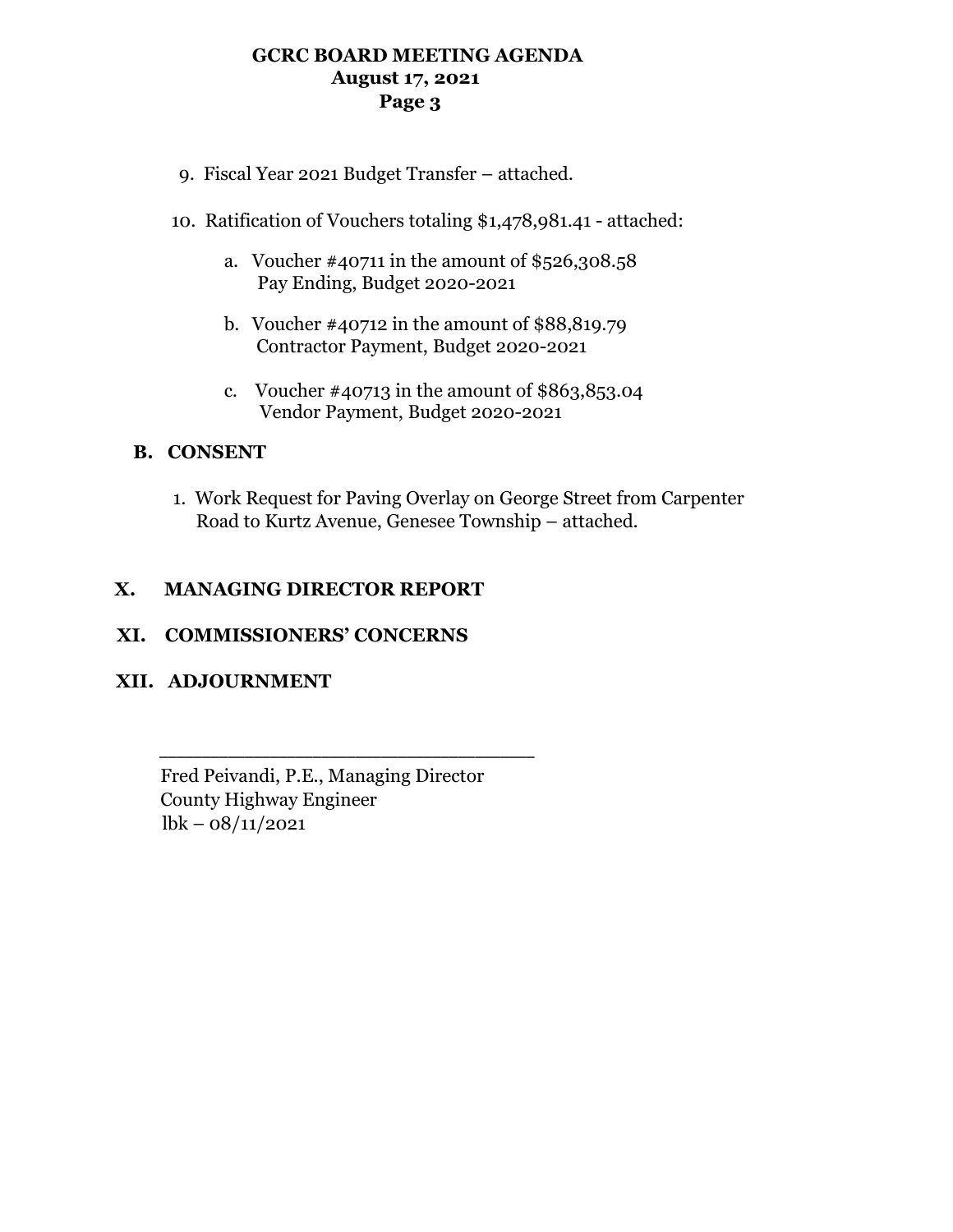9. Fiscal Year 2021 Budget Transfer – attached.

10. Ratification of Vouchers totaling $1,478,981.41 - attached:

    a. Voucher #40711 in the amount of $526,308.58
       Pay Ending, Budget 2020-2021

    b. Voucher #40712 in the amount of $88,819.79
       Contractor Payment, Budget 2020-2021

    c. Voucher #40713 in the amount of $863,853.04
       Vendor Payment, Budget 2020-2021

### B. CONSENT

1. Work Request for Paving Overlay on George Street from Carpenter Road to Kurtz Avenue, Genesee Township – attached.

## X. MANAGING DIRECTOR REPORT

## XI. COMMISSIONERS' CONCERNS

## XII. ADJOURNMENT

______________________________

Fred Peivandi, P.E., Managing Director
County Highway Engineer
lbk – 08/11/2021